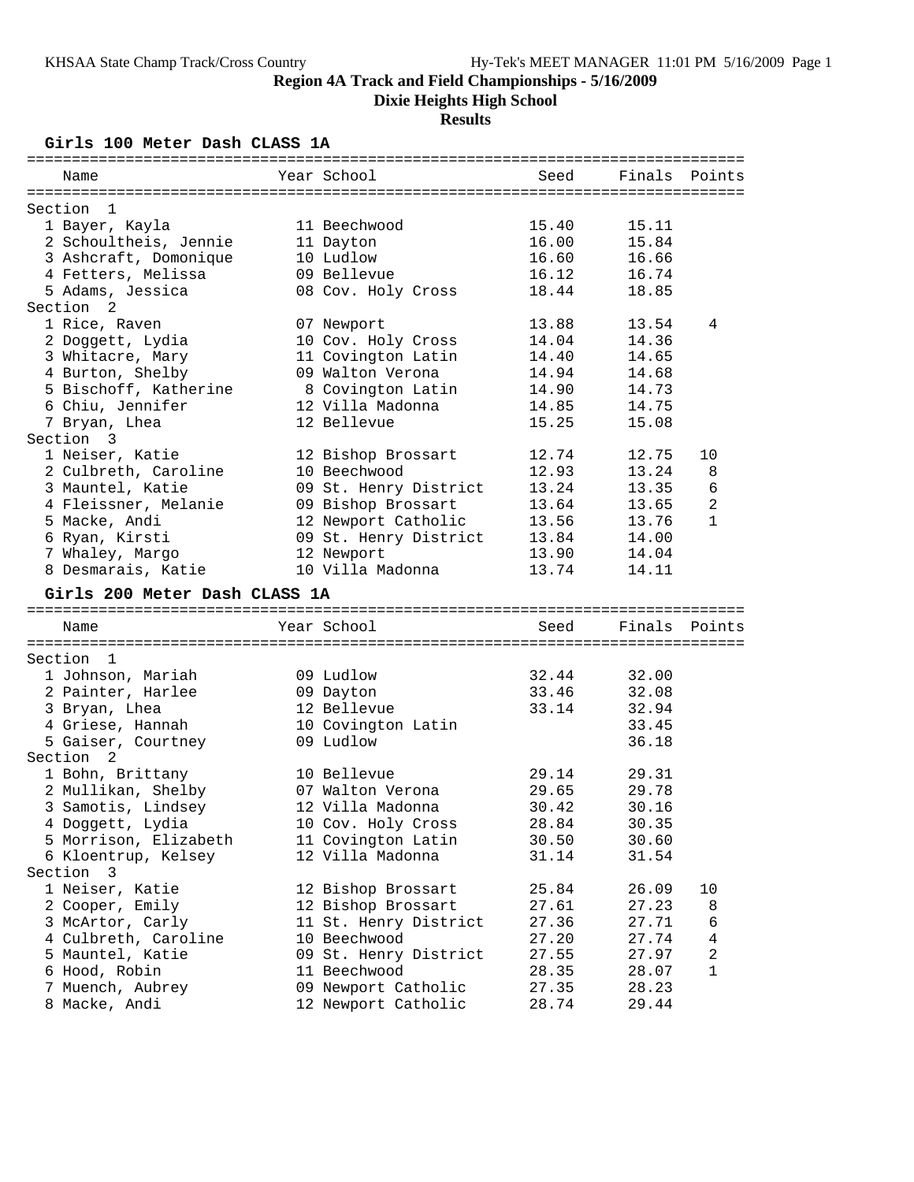# Region 4A Track and Field Championships - 5/16/2009

## Dixie Heights High School

### Results

**Girls 100 Meter Dash CLASS 1A**

| Name | Year | School | Seed | Finals | Points |
|---|---|---|---|---|---|
| **Section 1** | | | | | |
| 1 Bayer, Kayla | 11 | Beechwood | 15.40 | 15.11 | |
| 2 Schoultheis, Jennie | 11 | Dayton | 16.00 | 15.84 | |
| 3 Ashcraft, Domonique | 10 | Ludlow | 16.60 | 16.66 | |
| 4 Fetters, Melissa | 09 | Bellevue | 16.12 | 16.74 | |
| 5 Adams, Jessica | 08 | Cov. Holy Cross | 18.44 | 18.85 | |
| **Section 2** | | | | | |
| 1 Rice, Raven | 07 | Newport | 13.88 | 13.54 | 4 |
| 2 Doggett, Lydia | 10 | Cov. Holy Cross | 14.04 | 14.36 | |
| 3 Whitacre, Mary | 11 | Covington Latin | 14.40 | 14.65 | |
| 4 Burton, Shelby | 09 | Walton Verona | 14.94 | 14.68 | |
| 5 Bischoff, Katherine | 8 | Covington Latin | 14.90 | 14.73 | |
| 6 Chiu, Jennifer | 12 | Villa Madonna | 14.85 | 14.75 | |
| 7 Bryan, Lhea | 12 | Bellevue | 15.25 | 15.08 | |
| **Section 3** | | | | | |
| 1 Neiser, Katie | 12 | Bishop Brossart | 12.74 | 12.75 | 10 |
| 2 Culbreth, Caroline | 10 | Beechwood | 12.93 | 13.24 | 8 |
| 3 Mauntel, Katie | 09 | St. Henry District | 13.24 | 13.35 | 6 |
| 4 Fleissner, Melanie | 09 | Bishop Brossart | 13.64 | 13.65 | 2 |
| 5 Macke, Andi | 12 | Newport Catholic | 13.56 | 13.76 | 1 |
| 6 Ryan, Kirsti | 09 | St. Henry District | 13.84 | 14.00 | |
| 7 Whaley, Margo | 12 | Newport | 13.90 | 14.04 | |
| 8 Desmarais, Katie | 10 | Villa Madonna | 13.74 | 14.11 | |

**Girls 200 Meter Dash CLASS 1A**

| Name | Year | School | Seed | Finals | Points |
|---|---|---|---|---|---|
| **Section 1** | | | | | |
| 1 Johnson, Mariah | 09 | Ludlow | 32.44 | 32.00 | |
| 2 Painter, Harlee | 09 | Dayton | 33.46 | 32.08 | |
| 3 Bryan, Lhea | 12 | Bellevue | 33.14 | 32.94 | |
| 4 Griese, Hannah | 10 | Covington Latin | | 33.45 | |
| 5 Gaiser, Courtney | 09 | Ludlow | | 36.18 | |
| **Section 2** | | | | | |
| 1 Bohn, Brittany | 10 | Bellevue | 29.14 | 29.31 | |
| 2 Mullikan, Shelby | 07 | Walton Verona | 29.65 | 29.78 | |
| 3 Samotis, Lindsey | 12 | Villa Madonna | 30.42 | 30.16 | |
| 4 Doggett, Lydia | 10 | Cov. Holy Cross | 28.84 | 30.35 | |
| 5 Morrison, Elizabeth | 11 | Covington Latin | 30.50 | 30.60 | |
| 6 Kloentrup, Kelsey | 12 | Villa Madonna | 31.14 | 31.54 | |
| **Section 3** | | | | | |
| 1 Neiser, Katie | 12 | Bishop Brossart | 25.84 | 26.09 | 10 |
| 2 Cooper, Emily | 12 | Bishop Brossart | 27.61 | 27.23 | 8 |
| 3 McArtor, Carly | 11 | St. Henry District | 27.36 | 27.71 | 6 |
| 4 Culbreth, Caroline | 10 | Beechwood | 27.20 | 27.74 | 4 |
| 5 Mauntel, Katie | 09 | St. Henry District | 27.55 | 27.97 | 2 |
| 6 Hood, Robin | 11 | Beechwood | 28.35 | 28.07 | 1 |
| 7 Muench, Aubrey | 09 | Newport Catholic | 27.35 | 28.23 | |
| 8 Macke, Andi | 12 | Newport Catholic | 28.74 | 29.44 | |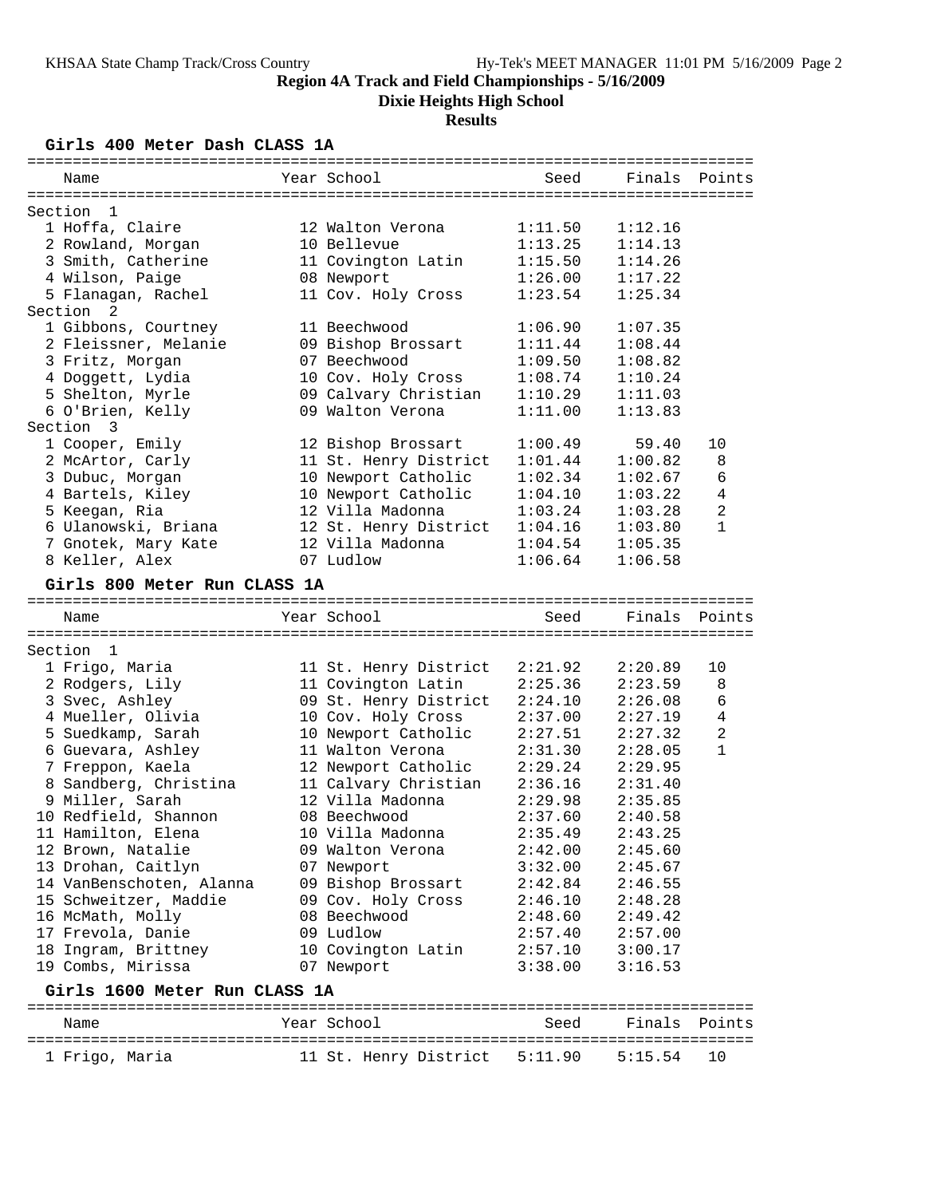# Region 4A Track and Field Championships - 5/16/2009

## Dixie Heights High School

### Results

#### Girls 400 Meter Dash CLASS 1A

| | Name | Year | School | Seed | Finals | Points |
|---|---|---|---|---|---|---|
| **Section 1** | | | | | | |
| 1 | Hoffa, Claire | 12 | Walton Verona | 1:11.50 | 1:12.16 | |
| 2 | Rowland, Morgan | 10 | Bellevue | 1:13.25 | 1:14.13 | |
| 3 | Smith, Catherine | 11 | Covington Latin | 1:15.50 | 1:14.26 | |
| 4 | Wilson, Paige | 08 | Newport | 1:26.00 | 1:17.22 | |
| 5 | Flanagan, Rachel | 11 | Cov. Holy Cross | 1:23.54 | 1:25.34 | |
| **Section 2** | | | | | | |
| 1 | Gibbons, Courtney | 11 | Beechwood | 1:06.90 | 1:07.35 | |
| 2 | Fleissner, Melanie | 09 | Bishop Brossart | 1:11.44 | 1:08.44 | |
| 3 | Fritz, Morgan | 07 | Beechwood | 1:09.50 | 1:08.82 | |
| 4 | Doggett, Lydia | 10 | Cov. Holy Cross | 1:08.74 | 1:10.24 | |
| 5 | Shelton, Myrle | 09 | Calvary Christian | 1:10.29 | 1:11.03 | |
| 6 | O'Brien, Kelly | 09 | Walton Verona | 1:11.00 | 1:13.83 | |
| **Section 3** | | | | | | |
| 1 | Cooper, Emily | 12 | Bishop Brossart | 1:00.49 | 59.40 | 10 |
| 2 | McArtor, Carly | 11 | St. Henry District | 1:01.44 | 1:00.82 | 8 |
| 3 | Dubuc, Morgan | 10 | Newport Catholic | 1:02.34 | 1:02.67 | 6 |
| 4 | Bartels, Kiley | 10 | Newport Catholic | 1:04.10 | 1:03.22 | 4 |
| 5 | Keegan, Ria | 12 | Villa Madonna | 1:03.24 | 1:03.28 | 2 |
| 6 | Ulanowski, Briana | 12 | St. Henry District | 1:04.16 | 1:03.80 | 1 |
| 7 | Gnotek, Mary Kate | 12 | Villa Madonna | 1:04.54 | 1:05.35 | |
| 8 | Keller, Alex | 07 | Ludlow | 1:06.64 | 1:06.58 | |

#### Girls 800 Meter Run CLASS 1A

| | Name | Year | School | Seed | Finals | Points |
|---|---|---|---|---|---|---|
| **Section 1** | | | | | | |
| 1 | Frigo, Maria | 11 | St. Henry District | 2:21.92 | 2:20.89 | 10 |
| 2 | Rodgers, Lily | 11 | Covington Latin | 2:25.36 | 2:23.59 | 8 |
| 3 | Svec, Ashley | 09 | St. Henry District | 2:24.10 | 2:26.08 | 6 |
| 4 | Mueller, Olivia | 10 | Cov. Holy Cross | 2:37.00 | 2:27.19 | 4 |
| 5 | Suedkamp, Sarah | 10 | Newport Catholic | 2:27.51 | 2:27.32 | 2 |
| 6 | Guevara, Ashley | 11 | Walton Verona | 2:31.30 | 2:28.05 | 1 |
| 7 | Freppon, Kaela | 12 | Newport Catholic | 2:29.24 | 2:29.95 | |
| 8 | Sandberg, Christina | 11 | Calvary Christian | 2:36.16 | 2:31.40 | |
| 9 | Miller, Sarah | 12 | Villa Madonna | 2:29.98 | 2:35.85 | |
| 10 | Redfield, Shannon | 08 | Beechwood | 2:37.60 | 2:40.58 | |
| 11 | Hamilton, Elena | 10 | Villa Madonna | 2:35.49 | 2:43.25 | |
| 12 | Brown, Natalie | 09 | Walton Verona | 2:42.00 | 2:45.60 | |
| 13 | Drohan, Caitlyn | 07 | Newport | 3:32.00 | 2:45.67 | |
| 14 | VanBenschoten, Alanna | 09 | Bishop Brossart | 2:42.84 | 2:46.55 | |
| 15 | Schweitzer, Maddie | 09 | Cov. Holy Cross | 2:46.10 | 2:48.28 | |
| 16 | McMath, Molly | 08 | Beechwood | 2:48.60 | 2:49.42 | |
| 17 | Frevola, Danie | 09 | Ludlow | 2:57.40 | 2:57.00 | |
| 18 | Ingram, Brittney | 10 | Covington Latin | 2:57.10 | 3:00.17 | |
| 19 | Combs, Mirissa | 07 | Newport | 3:38.00 | 3:16.53 | |

#### Girls 1600 Meter Run CLASS 1A

| | Name | Year | School | Seed | Finals | Points |
|---|---|---|---|---|---|---|
| 1 | Frigo, Maria | 11 | St. Henry District | 5:11.90 | 5:15.54 | 10 |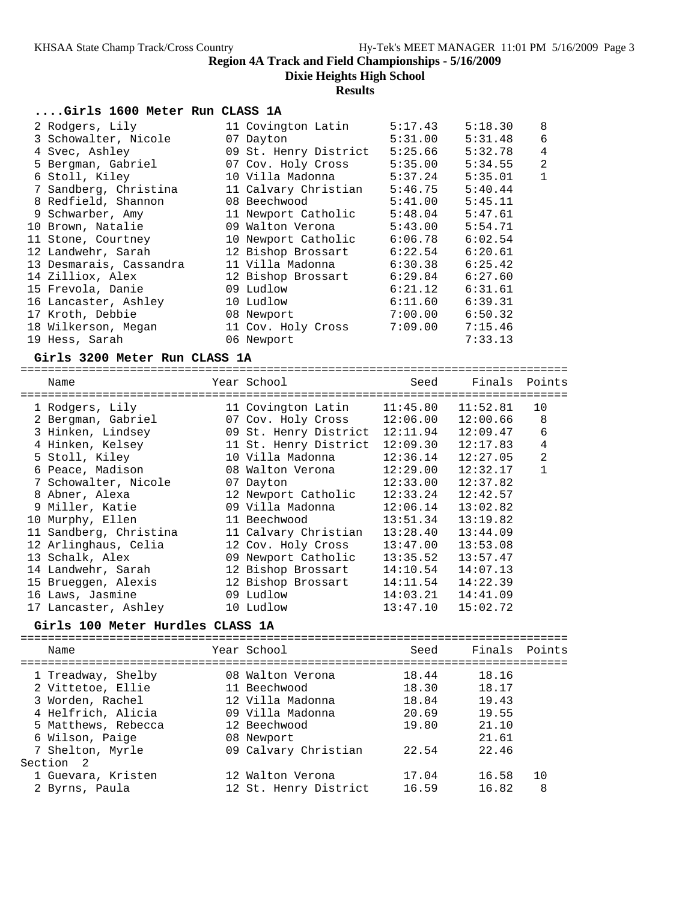## Region 4A Track and Field Championships - 5/16/2009

### Dixie Heights High School

### Results

### ....Girls 1600 Meter Run CLASS 1A

| Name | Year | School | Seed | Finals | Points |
|---|---|---|---|---|---|
| 2 Rodgers, Lily | 11 | Covington Latin | 5:17.43 | 5:18.30 | 8 |
| 3 Schowalter, Nicole | 07 | Dayton | 5:31.00 | 5:31.48 | 6 |
| 4 Svec, Ashley | 09 | St. Henry District | 5:25.66 | 5:32.78 | 4 |
| 5 Bergman, Gabriel | 07 | Cov. Holy Cross | 5:35.00 | 5:34.55 | 2 |
| 6 Stoll, Kiley | 10 | Villa Madonna | 5:37.24 | 5:35.01 | 1 |
| 7 Sandberg, Christina | 11 | Calvary Christian | 5:46.75 | 5:40.44 | |
| 8 Redfield, Shannon | 08 | Beechwood | 5:41.00 | 5:45.11 | |
| 9 Schwarber, Amy | 11 | Newport Catholic | 5:48.04 | 5:47.61 | |
| 10 Brown, Natalie | 09 | Walton Verona | 5:43.00 | 5:54.71 | |
| 11 Stone, Courtney | 10 | Newport Catholic | 6:06.78 | 6:02.54 | |
| 12 Landwehr, Sarah | 12 | Bishop Brossart | 6:22.54 | 6:20.61 | |
| 13 Desmarais, Cassandra | 11 | Villa Madonna | 6:30.38 | 6:25.42 | |
| 14 Zilliox, Alex | 12 | Bishop Brossart | 6:29.84 | 6:27.60 | |
| 15 Frevola, Danie | 09 | Ludlow | 6:21.12 | 6:31.61 | |
| 16 Lancaster, Ashley | 10 | Ludlow | 6:11.60 | 6:39.31 | |
| 17 Kroth, Debbie | 08 | Newport | 7:00.00 | 6:50.32 | |
| 18 Wilkerson, Megan | 11 | Cov. Holy Cross | 7:09.00 | 7:15.46 | |
| 19 Hess, Sarah | 06 | Newport | | 7:33.13 | |

### Girls 3200 Meter Run CLASS 1A

| Name | Year | School | Seed | Finals | Points |
|---|---|---|---|---|---|
| 1 Rodgers, Lily | 11 | Covington Latin | 11:45.80 | 11:52.81 | 10 |
| 2 Bergman, Gabriel | 07 | Cov. Holy Cross | 12:06.00 | 12:00.66 | 8 |
| 3 Hinken, Lindsey | 09 | St. Henry District | 12:11.94 | 12:09.47 | 6 |
| 4 Hinken, Kelsey | 11 | St. Henry District | 12:09.30 | 12:17.83 | 4 |
| 5 Stoll, Kiley | 10 | Villa Madonna | 12:36.14 | 12:27.05 | 2 |
| 6 Peace, Madison | 08 | Walton Verona | 12:29.00 | 12:32.17 | 1 |
| 7 Schowalter, Nicole | 07 | Dayton | 12:33.00 | 12:37.82 | |
| 8 Abner, Alexa | 12 | Newport Catholic | 12:33.24 | 12:42.57 | |
| 9 Miller, Katie | 09 | Villa Madonna | 12:06.14 | 13:02.82 | |
| 10 Murphy, Ellen | 11 | Beechwood | 13:51.34 | 13:19.82 | |
| 11 Sandberg, Christina | 11 | Calvary Christian | 13:28.40 | 13:44.09 | |
| 12 Arlinghaus, Celia | 12 | Cov. Holy Cross | 13:47.00 | 13:53.08 | |
| 13 Schalk, Alex | 09 | Newport Catholic | 13:35.52 | 13:57.47 | |
| 14 Landwehr, Sarah | 12 | Bishop Brossart | 14:10.54 | 14:07.13 | |
| 15 Brueggen, Alexis | 12 | Bishop Brossart | 14:11.54 | 14:22.39 | |
| 16 Laws, Jasmine | 09 | Ludlow | 14:03.21 | 14:41.09 | |
| 17 Lancaster, Ashley | 10 | Ludlow | 13:47.10 | 15:02.72 | |

### Girls 100 Meter Hurdles CLASS 1A

| Name | Year | School | Seed | Finals | Points |
|---|---|---|---|---|---|
| 1 Treadway, Shelby | 08 | Walton Verona | 18.44 | 18.16 | |
| 2 Vittetoe, Ellie | 11 | Beechwood | 18.30 | 18.17 | |
| 3 Worden, Rachel | 12 | Villa Madonna | 18.84 | 19.43 | |
| 4 Helfrich, Alicia | 09 | Villa Madonna | 20.69 | 19.55 | |
| 5 Matthews, Rebecca | 12 | Beechwood | 19.80 | 21.10 | |
| 6 Wilson, Paige | 08 | Newport | | 21.61 | |
| 7 Shelton, Myrle | 09 | Calvary Christian | 22.54 | 22.46 | |
| **Section 2** | | | | | |
| 1 Guevara, Kristen | 12 | Walton Verona | 17.04 | 16.58 | 10 |
| 2 Byrns, Paula | 12 | St. Henry District | 16.59 | 16.82 | 8 |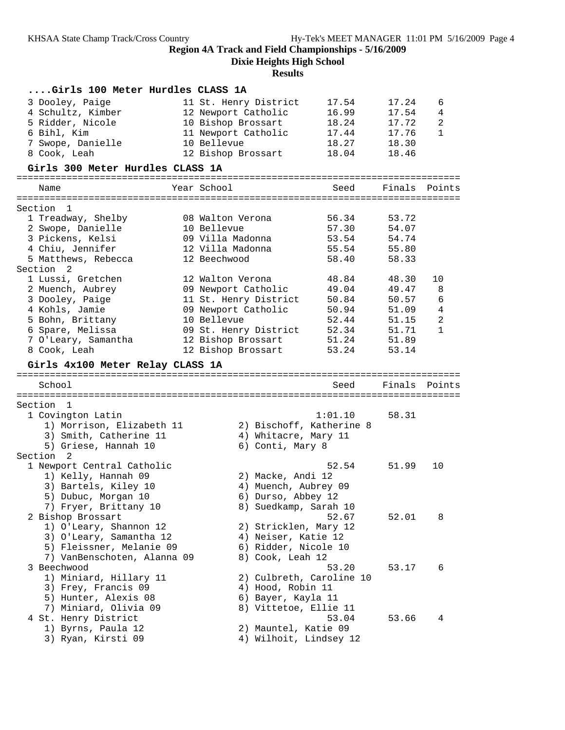**Region 4A Track and Field Championships - 5/16/2009**

**Dixie Heights High School**

**Results**

### ....Girls 100 Meter Hurdles CLASS 1A

| Name | Year | School | Seed | Finals | Points |
|---|---|---|---|---|---|
| 3 Dooley, Paige | 11 | St. Henry District | 17.54 | 17.24 | 6 |
| 4 Schultz, Kimber | 12 | Newport Catholic | 16.99 | 17.54 | 4 |
| 5 Ridder, Nicole | 10 | Bishop Brossart | 18.24 | 17.72 | 2 |
| 6 Bihl, Kim | 11 | Newport Catholic | 17.44 | 17.76 | 1 |
| 7 Swope, Danielle | 10 | Bellevue | 18.27 | 18.30 | |
| 8 Cook, Leah | 12 | Bishop Brossart | 18.04 | 18.46 | |

### Girls 300 Meter Hurdles CLASS 1A

| Name | Year | School | Seed | Finals | Points |
|---|---|---|---|---|---|
| **Section 1** | | | | | |
| 1 Treadway, Shelby | 08 | Walton Verona | 56.34 | 53.72 | |
| 2 Swope, Danielle | 10 | Bellevue | 57.30 | 54.07 | |
| 3 Pickens, Kelsi | 09 | Villa Madonna | 53.54 | 54.74 | |
| 4 Chiu, Jennifer | 12 | Villa Madonna | 55.54 | 55.80 | |
| 5 Matthews, Rebecca | 12 | Beechwood | 58.40 | 58.33 | |
| **Section 2** | | | | | |
| 1 Lussi, Gretchen | 12 | Walton Verona | 48.84 | 48.30 | 10 |
| 2 Muench, Aubrey | 09 | Newport Catholic | 49.04 | 49.47 | 8 |
| 3 Dooley, Paige | 11 | St. Henry District | 50.84 | 50.57 | 6 |
| 4 Kohls, Jamie | 09 | Newport Catholic | 50.94 | 51.09 | 4 |
| 5 Bohn, Brittany | 10 | Bellevue | 52.44 | 51.15 | 2 |
| 6 Spare, Melissa | 09 | St. Henry District | 52.34 | 51.71 | 1 |
| 7 O'Leary, Samantha | 12 | Bishop Brossart | 51.24 | 51.89 | |
| 8 Cook, Leah | 12 | Bishop Brossart | 53.24 | 53.14 | |

### Girls 4x100 Meter Relay CLASS 1A

| School | Seed | Finals | Points |
|---|---|---|---|
| **Section 1** | | | |
| 1 Covington Latin | 1:01.10 | 58.31 | |
| 1) Morrison, Elizabeth 11; 2) Bischoff, Katherine 8; 3) Smith, Catherine 11; 4) Whitacre, Mary 11; 5) Griese, Hannah 10; 6) Conti, Mary 8 | | | |
| **Section 2** | | | |
| 1 Newport Central Catholic | 52.54 | 51.99 | 10 |
| 1) Kelly, Hannah 09; 2) Macke, Andi 12; 3) Bartels, Kiley 10; 4) Muench, Aubrey 09; 5) Dubuc, Morgan 10; 6) Durso, Abbey 12; 7) Fryer, Brittany 10; 8) Suedkamp, Sarah 10 | | | |
| 2 Bishop Brossart | 52.67 | 52.01 | 8 |
| 1) O'Leary, Shannon 12; 2) Stricklen, Mary 12; 3) O'Leary, Samantha 12; 4) Neiser, Katie 12; 5) Fleissner, Melanie 09; 6) Ridder, Nicole 10; 7) VanBenschoten, Alanna 09; 8) Cook, Leah 12 | | | |
| 3 Beechwood | 53.20 | 53.17 | 6 |
| 1) Miniard, Hillary 11; 2) Culbreth, Caroline 10; 3) Frey, Francis 09; 4) Hood, Robin 11; 5) Hunter, Alexis 08; 6) Bayer, Kayla 11; 7) Miniard, Olivia 09; 8) Vittetoe, Ellie 11 | | | |
| 4 St. Henry District | 53.04 | 53.66 | 4 |
| 1) Byrns, Paula 12; 2) Mauntel, Katie 09; 3) Ryan, Kirsti 09; 4) Wilhoit, Lindsey 12 | | | |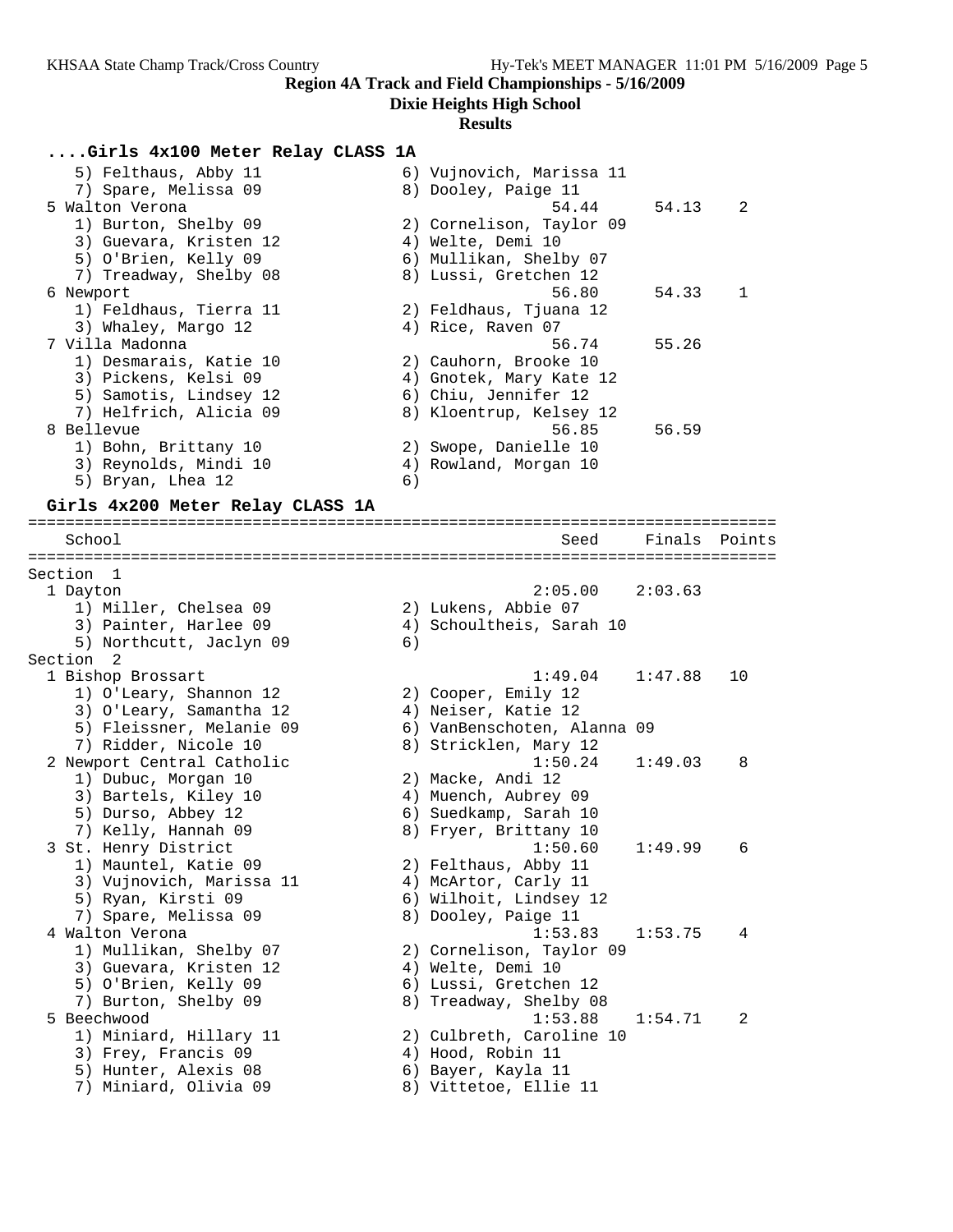**Region 4A Track and Field Championships - 5/16/2009**

**Dixie Heights High School**

**Results**

### ....Girls 4x100 Meter Relay CLASS 1A

```
    5) Felthaus, Abby 11                6) Vujnovich, Marissa 11
    7) Spare, Melissa 09                8) Dooley, Paige 11
  5 Walton Verona                                 54.44      54.13    2
    1) Burton, Shelby 09                2) Cornelison, Taylor 09
    3) Guevara, Kristen 12              4) Welte, Demi 10
    5) O'Brien, Kelly 09                6) Mullikan, Shelby 07
    7) Treadway, Shelby 08              8) Lussi, Gretchen 12
  6 Newport                                       56.80      54.33    1
    1) Feldhaus, Tierra 11              2) Feldhaus, Tjuana 12
    3) Whaley, Margo 12                 4) Rice, Raven 07
  7 Villa Madonna                                 56.74      55.26
    1) Desmarais, Katie 10              2) Cauhorn, Brooke 10
    3) Pickens, Kelsi 09                4) Gnotek, Mary Kate 12
    5) Samotis, Lindsey 12              6) Chiu, Jennifer 12
    7) Helfrich, Alicia 09              8) Kloentrup, Kelsey 12
  8 Bellevue                                      56.85      56.59
    1) Bohn, Brittany 10                2) Swope, Danielle 10
    3) Reynolds, Mindi 10               4) Rowland, Morgan 10
    5) Bryan, Lhea 12                   6)
```

### Girls 4x200 Meter Relay CLASS 1A

```
================================================================================
    School                                          Seed     Finals  Points
================================================================================
Section  1
  1 Dayton                                       2:05.00    2:03.63
    1) Miller, Chelsea 09               2) Lukens, Abbie 07
    3) Painter, Harlee 09               4) Schoultheis, Sarah 10
    5) Northcutt, Jaclyn 09             6)
Section  2
  1 Bishop Brossart                              1:49.04    1:47.88   10
    1) O'Leary, Shannon 12              2) Cooper, Emily 12
    3) O'Leary, Samantha 12             4) Neiser, Katie 12
    5) Fleissner, Melanie 09            6) VanBenschoten, Alanna 09
    7) Ridder, Nicole 10                8) Stricklen, Mary 12
  2 Newport Central Catholic                     1:50.24    1:49.03    8
    1) Dubuc, Morgan 10                 2) Macke, Andi 12
    3) Bartels, Kiley 10                4) Muench, Aubrey 09
    5) Durso, Abbey 12                  6) Suedkamp, Sarah 10
    7) Kelly, Hannah 09                 8) Fryer, Brittany 10
  3 St. Henry District                           1:50.60    1:49.99    6
    1) Mauntel, Katie 09                2) Felthaus, Abby 11
    3) Vujnovich, Marissa 11            4) McArtor, Carly 11
    5) Ryan, Kirsti 09                  6) Wilhoit, Lindsey 12
    7) Spare, Melissa 09                8) Dooley, Paige 11
  4 Walton Verona                                1:53.83    1:53.75    4
    1) Mullikan, Shelby 07              2) Cornelison, Taylor 09
    3) Guevara, Kristen 12              4) Welte, Demi 10
    5) O'Brien, Kelly 09                6) Lussi, Gretchen 12
    7) Burton, Shelby 09                8) Treadway, Shelby 08
  5 Beechwood                                    1:53.88    1:54.71    2
    1) Miniard, Hillary 11              2) Culbreth, Caroline 10
    3) Frey, Francis 09                 4) Hood, Robin 11
    5) Hunter, Alexis 08                6) Bayer, Kayla 11
    7) Miniard, Olivia 09               8) Vittetoe, Ellie 11
```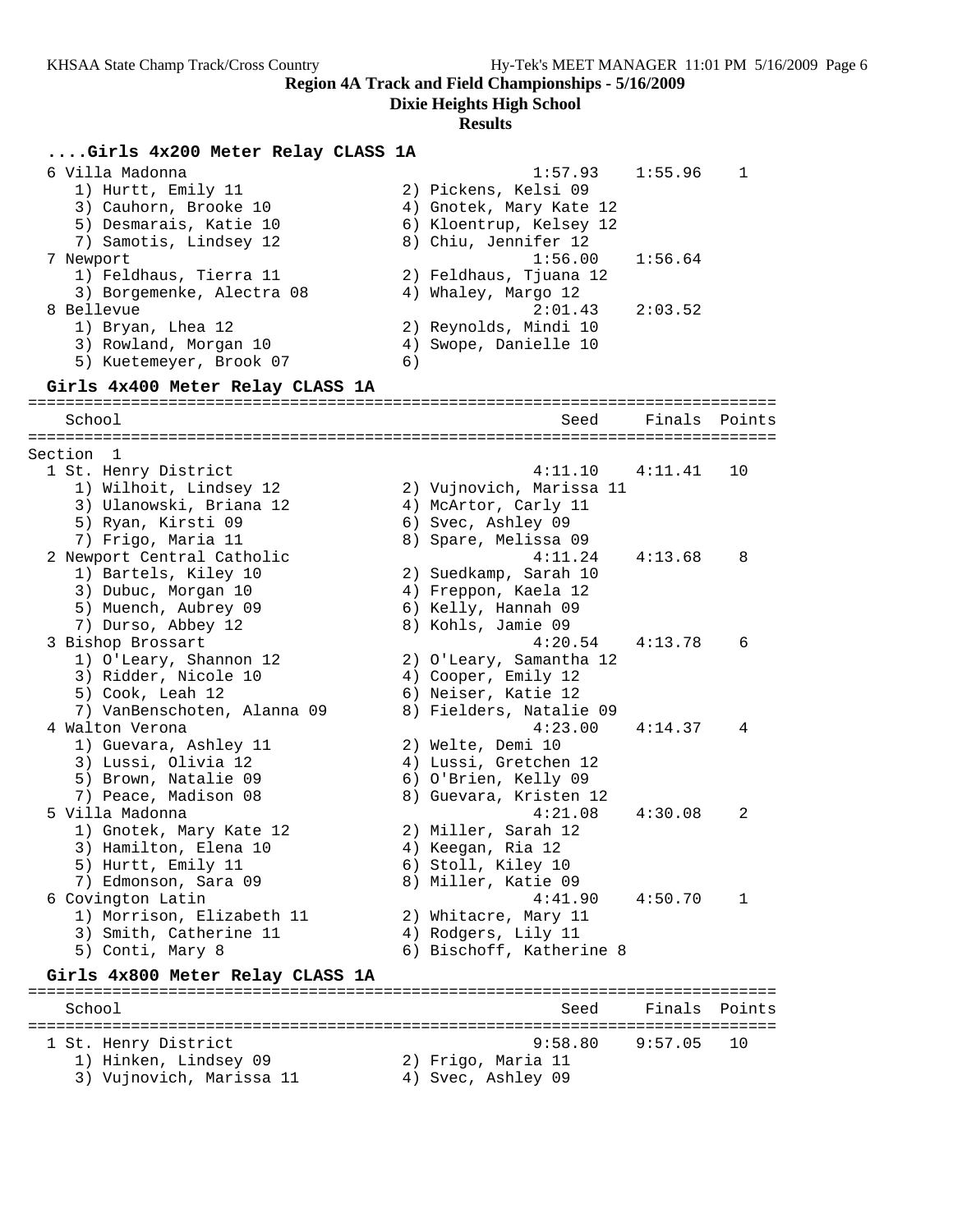## Region 4A Track and Field Championships - 5/16/2009

**Dixie Heights High School**

**Results**

### ....Girls 4x200 Meter Relay CLASS 1A

```
  6 Villa Madonna                                   1:57.93    1:55.96    1
     1) Hurtt, Emily 11                2) Pickens, Kelsi 09
     3) Cauhorn, Brooke 10             4) Gnotek, Mary Kate 12
     5) Desmarais, Katie 10            6) Kloentrup, Kelsey 12
     7) Samotis, Lindsey 12            8) Chiu, Jennifer 12
  7 Newport                                         1:56.00    1:56.64
     1) Feldhaus, Tierra 11            2) Feldhaus, Tjuana 12
     3) Borgemenke, Alectra 08         4) Whaley, Margo 12
  8 Bellevue                                        2:01.43    2:03.52
     1) Bryan, Lhea 12                 2) Reynolds, Mindi 10
     3) Rowland, Morgan 10             4) Swope, Danielle 10
     5) Kuetemeyer, Brook 07           6)
```

### Girls 4x400 Meter Relay CLASS 1A

```
================================================================================
    School                                            Seed     Finals  Points
================================================================================
Section  1
  1 St. Henry District                              4:11.10    4:11.41   10
     1) Wilhoit, Lindsey 12            2) Vujnovich, Marissa 11
     3) Ulanowski, Briana 12           4) McArtor, Carly 11
     5) Ryan, Kirsti 09                6) Svec, Ashley 09
     7) Frigo, Maria 11                8) Spare, Melissa 09
  2 Newport Central Catholic                        4:11.24    4:13.68    8
     1) Bartels, Kiley 10              2) Suedkamp, Sarah 10
     3) Dubuc, Morgan 10               4) Freppon, Kaela 12
     5) Muench, Aubrey 09              6) Kelly, Hannah 09
     7) Durso, Abbey 12                8) Kohls, Jamie 09
  3 Bishop Brossart                                 4:20.54    4:13.78    6
     1) O'Leary, Shannon 12            2) O'Leary, Samantha 12
     3) Ridder, Nicole 10              4) Cooper, Emily 12
     5) Cook, Leah 12                  6) Neiser, Katie 12
     7) VanBenschoten, Alanna 09       8) Fielders, Natalie 09
  4 Walton Verona                                   4:23.00    4:14.37    4
     1) Guevara, Ashley 11             2) Welte, Demi 10
     3) Lussi, Olivia 12               4) Lussi, Gretchen 12
     5) Brown, Natalie 09              6) O'Brien, Kelly 09
     7) Peace, Madison 08              8) Guevara, Kristen 12
  5 Villa Madonna                                   4:21.08    4:30.08    2
     1) Gnotek, Mary Kate 12           2) Miller, Sarah 12
     3) Hamilton, Elena 10             4) Keegan, Ria 12
     5) Hurtt, Emily 11                6) Stoll, Kiley 10
     7) Edmonson, Sara 09              8) Miller, Katie 09
  6 Covington Latin                                 4:41.90    4:50.70    1
     1) Morrison, Elizabeth 11         2) Whitacre, Mary 11
     3) Smith, Catherine 11            4) Rodgers, Lily 11
     5) Conti, Mary 8                  6) Bischoff, Katherine 8
```

### Girls 4x800 Meter Relay CLASS 1A

```
================================================================================
    School                                            Seed     Finals  Points
================================================================================
  1 St. Henry District                              9:58.80    9:57.05   10
     1) Hinken, Lindsey 09             2) Frigo, Maria 11
     3) Vujnovich, Marissa 11          4) Svec, Ashley 09
```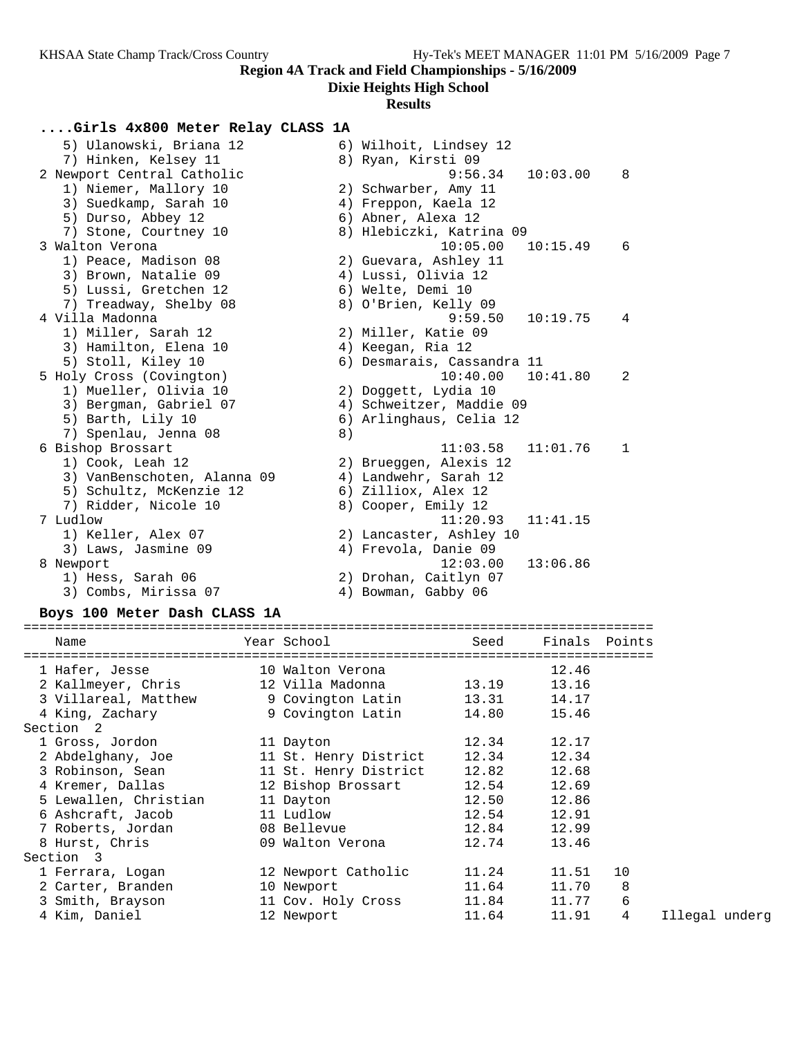## Region 4A Track and Field Championships - 5/16/2009

### Dixie Heights High School

### Results

### ....Girls 4x800 Meter Relay CLASS 1A

```
   5) Ulanowski, Briana 12            6) Wilhoit, Lindsey 12
   7) Hinken, Kelsey 11               8) Ryan, Kirsti 09
 2 Newport Central Catholic                     9:56.34   10:03.00    8
   1) Niemer, Mallory 10              2) Schwarber, Amy 11
   3) Suedkamp, Sarah 10              4) Freppon, Kaela 12
   5) Durso, Abbey 12                 6) Abner, Alexa 12
   7) Stone, Courtney 10              8) Hlebiczki, Katrina 09
 3 Walton Verona                               10:05.00   10:15.49    6
   1) Peace, Madison 08               2) Guevara, Ashley 11
   3) Brown, Natalie 09               4) Lussi, Olivia 12
   5) Lussi, Gretchen 12              6) Welte, Demi 10
   7) Treadway, Shelby 08             8) O'Brien, Kelly 09
 4 Villa Madonna                                9:59.50   10:19.75    4
   1) Miller, Sarah 12                2) Miller, Katie 09
   3) Hamilton, Elena 10              4) Keegan, Ria 12
   5) Stoll, Kiley 10                 6) Desmarais, Cassandra 11
 5 Holy Cross (Covington)                      10:40.00   10:41.80    2
   1) Mueller, Olivia 10              2) Doggett, Lydia 10
   3) Bergman, Gabriel 07             4) Schweitzer, Maddie 09
   5) Barth, Lily 10                  6) Arlinghaus, Celia 12
   7) Spenlau, Jenna 08               8)
 6 Bishop Brossart                             11:03.58   11:01.76    1
   1) Cook, Leah 12                   2) Brueggen, Alexis 12
   3) VanBenschoten, Alanna 09        4) Landwehr, Sarah 12
   5) Schultz, McKenzie 12            6) Zilliox, Alex 12
   7) Ridder, Nicole 10               8) Cooper, Emily 12
 7 Ludlow                                      11:20.93   11:41.15
   1) Keller, Alex 07                 2) Lancaster, Ashley 10
   3) Laws, Jasmine 09                4) Frevola, Danie 09
 8 Newport                                     12:03.00   13:06.86
   1) Hess, Sarah 06                  2) Drohan, Caitlyn 07
   3) Combs, Mirissa 07               4) Bowman, Gabby 06
```

### Boys 100 Meter Dash CLASS 1A

| Name | Year | School | Seed | Finals | Points | |
|---|---|---|---|---|---|---|
| 1 Hafer, Jesse | 10 | Walton Verona | | 12.46 | | |
| 2 Kallmeyer, Chris | 12 | Villa Madonna | 13.19 | 13.16 | | |
| 3 Villareal, Matthew | 9 | Covington Latin | 13.31 | 14.17 | | |
| 4 King, Zachary | 9 | Covington Latin | 14.80 | 15.46 | | |
| **Section 2** | | | | | | |
| 1 Gross, Jordon | 11 | Dayton | 12.34 | 12.17 | | |
| 2 Abdelghany, Joe | 11 | St. Henry District | 12.34 | 12.34 | | |
| 3 Robinson, Sean | 11 | St. Henry District | 12.82 | 12.68 | | |
| 4 Kremer, Dallas | 12 | Bishop Brossart | 12.54 | 12.69 | | |
| 5 Lewallen, Christian | 11 | Dayton | 12.50 | 12.86 | | |
| 6 Ashcraft, Jacob | 11 | Ludlow | 12.54 | 12.91 | | |
| 7 Roberts, Jordan | 08 | Bellevue | 12.84 | 12.99 | | |
| 8 Hurst, Chris | 09 | Walton Verona | 12.74 | 13.46 | | |
| **Section 3** | | | | | | |
| 1 Ferrara, Logan | 12 | Newport Catholic | 11.24 | 11.51 | 10 | |
| 2 Carter, Branden | 10 | Newport | 11.64 | 11.70 | 8 | |
| 3 Smith, Brayson | 11 | Cov. Holy Cross | 11.84 | 11.77 | 6 | |
| 4 Kim, Daniel | 12 | Newport | 11.64 | 11.91 | 4 | Illegal underg |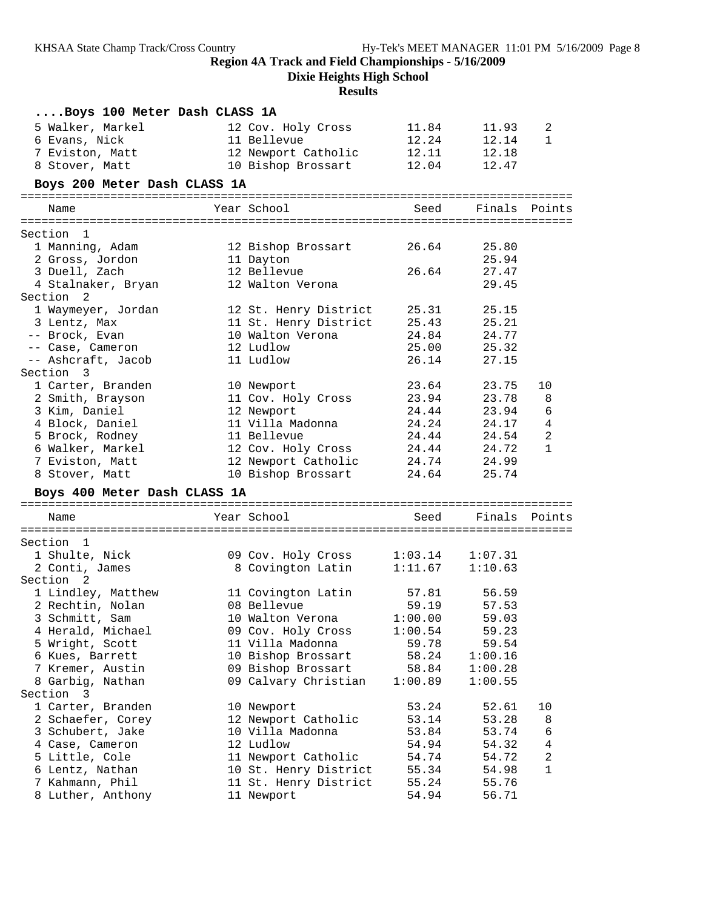**Region 4A Track and Field Championships - 5/16/2009**

**Dixie Heights High School**

**Results**

### ....Boys 100 Meter Dash CLASS 1A

| Name | Year | School | Seed | Finals | Points |
|---|---|---|---|---|---|
| 5 Walker, Markel | 12 | Cov. Holy Cross | 11.84 | 11.93 | 2 |
| 6 Evans, Nick | 11 | Bellevue | 12.24 | 12.14 | 1 |
| 7 Eviston, Matt | 12 | Newport Catholic | 12.11 | 12.18 | |
| 8 Stover, Matt | 10 | Bishop Brossart | 12.04 | 12.47 | |

### Boys 200 Meter Dash CLASS 1A

| Name | Year | School | Seed | Finals | Points |
|---|---|---|---|---|---|
| **Section 1** | | | | | |
| 1 Manning, Adam | 12 | Bishop Brossart | 26.64 | 25.80 | |
| 2 Gross, Jordon | 11 | Dayton | | 25.94 | |
| 3 Duell, Zach | 12 | Bellevue | 26.64 | 27.47 | |
| 4 Stalnaker, Bryan | 12 | Walton Verona | | 29.45 | |
| **Section 2** | | | | | |
| 1 Waymeyer, Jordan | 12 | St. Henry District | 25.31 | 25.15 | |
| 3 Lentz, Max | 11 | St. Henry District | 25.43 | 25.21 | |
| -- Brock, Evan | 10 | Walton Verona | 24.84 | 24.77 | |
| -- Case, Cameron | 12 | Ludlow | 25.00 | 25.32 | |
| -- Ashcraft, Jacob | 11 | Ludlow | 26.14 | 27.15 | |
| **Section 3** | | | | | |
| 1 Carter, Branden | 10 | Newport | 23.64 | 23.75 | 10 |
| 2 Smith, Brayson | 11 | Cov. Holy Cross | 23.94 | 23.78 | 8 |
| 3 Kim, Daniel | 12 | Newport | 24.44 | 23.94 | 6 |
| 4 Block, Daniel | 11 | Villa Madonna | 24.24 | 24.17 | 4 |
| 5 Brock, Rodney | 11 | Bellevue | 24.44 | 24.54 | 2 |
| 6 Walker, Markel | 12 | Cov. Holy Cross | 24.44 | 24.72 | 1 |
| 7 Eviston, Matt | 12 | Newport Catholic | 24.74 | 24.99 | |
| 8 Stover, Matt | 10 | Bishop Brossart | 24.64 | 25.74 | |

### Boys 400 Meter Dash CLASS 1A

| Name | Year | School | Seed | Finals | Points |
|---|---|---|---|---|---|
| **Section 1** | | | | | |
| 1 Shulte, Nick | 09 | Cov. Holy Cross | 1:03.14 | 1:07.31 | |
| 2 Conti, James | 8 | Covington Latin | 1:11.67 | 1:10.63 | |
| **Section 2** | | | | | |
| 1 Lindley, Matthew | 11 | Covington Latin | 57.81 | 56.59 | |
| 2 Rechtin, Nolan | 08 | Bellevue | 59.19 | 57.53 | |
| 3 Schmitt, Sam | 10 | Walton Verona | 1:00.00 | 59.03 | |
| 4 Herald, Michael | 09 | Cov. Holy Cross | 1:00.54 | 59.23 | |
| 5 Wright, Scott | 11 | Villa Madonna | 59.78 | 59.54 | |
| 6 Kues, Barrett | 10 | Bishop Brossart | 58.24 | 1:00.16 | |
| 7 Kremer, Austin | 09 | Bishop Brossart | 58.84 | 1:00.28 | |
| 8 Garbig, Nathan | 09 | Calvary Christian | 1:00.89 | 1:00.55 | |
| **Section 3** | | | | | |
| 1 Carter, Branden | 10 | Newport | 53.24 | 52.61 | 10 |
| 2 Schaefer, Corey | 12 | Newport Catholic | 53.14 | 53.28 | 8 |
| 3 Schubert, Jake | 10 | Villa Madonna | 53.84 | 53.74 | 6 |
| 4 Case, Cameron | 12 | Ludlow | 54.94 | 54.32 | 4 |
| 5 Little, Cole | 11 | Newport Catholic | 54.74 | 54.72 | 2 |
| 6 Lentz, Nathan | 10 | St. Henry District | 55.34 | 54.98 | 1 |
| 7 Kahmann, Phil | 11 | St. Henry District | 55.24 | 55.76 | |
| 8 Luther, Anthony | 11 | Newport | 54.94 | 56.71 | |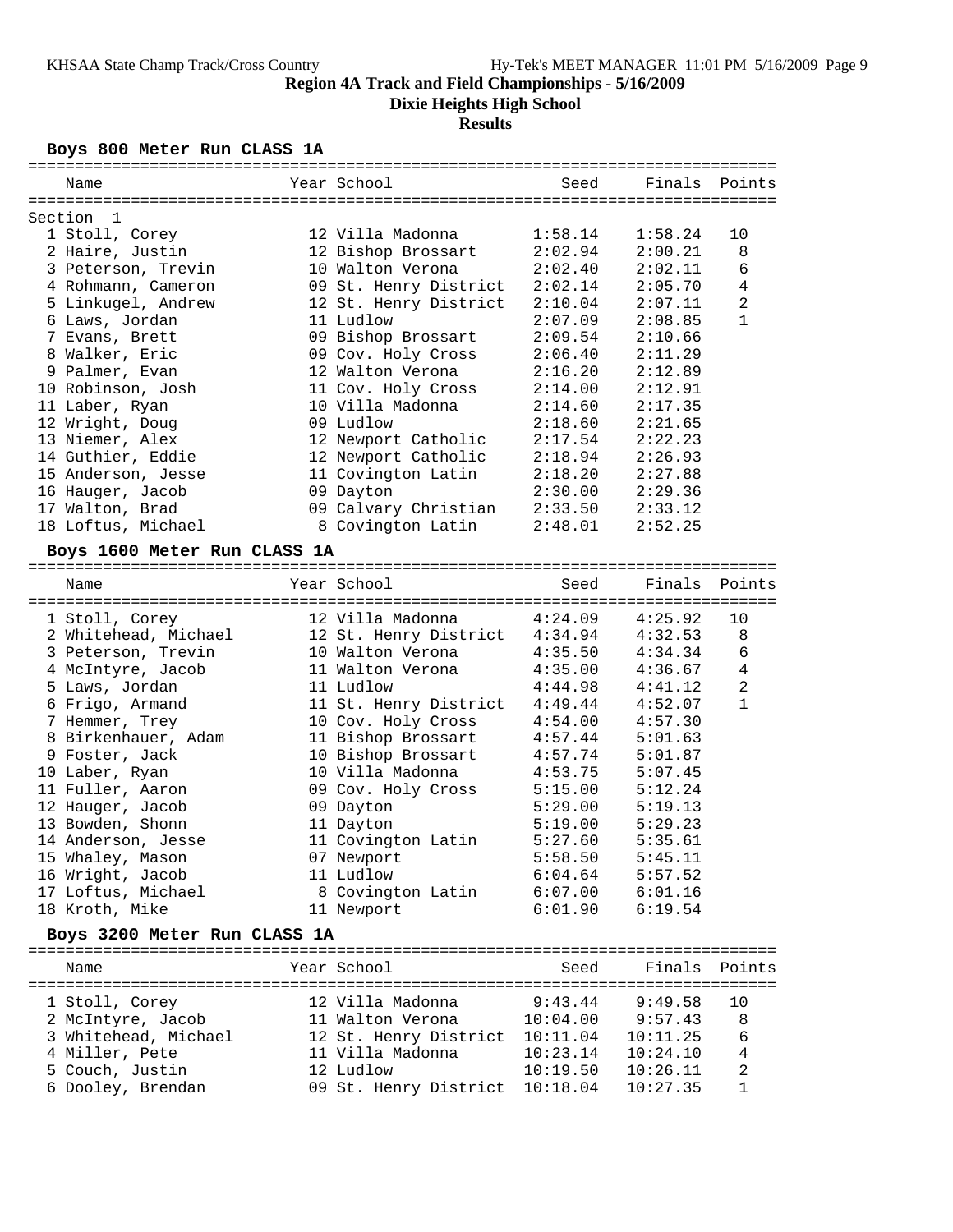# Region 4A Track and Field Championships - 5/16/2009

## Dixie Heights High School

## Results

### Boys 800 Meter Run CLASS 1A

Section 1

| | Name | Year | School | Seed | Finals | Points |
|---|---|---|---|---|---|---|
| 1 | Stoll, Corey | 12 | Villa Madonna | 1:58.14 | 1:58.24 | 10 |
| 2 | Haire, Justin | 12 | Bishop Brossart | 2:02.94 | 2:00.21 | 8 |
| 3 | Peterson, Trevin | 10 | Walton Verona | 2:02.40 | 2:02.11 | 6 |
| 4 | Rohmann, Cameron | 09 | St. Henry District | 2:02.14 | 2:05.70 | 4 |
| 5 | Linkugel, Andrew | 12 | St. Henry District | 2:10.04 | 2:07.11 | 2 |
| 6 | Laws, Jordan | 11 | Ludlow | 2:07.09 | 2:08.85 | 1 |
| 7 | Evans, Brett | 09 | Bishop Brossart | 2:09.54 | 2:10.66 | |
| 8 | Walker, Eric | 09 | Cov. Holy Cross | 2:06.40 | 2:11.29 | |
| 9 | Palmer, Evan | 12 | Walton Verona | 2:16.20 | 2:12.89 | |
| 10 | Robinson, Josh | 11 | Cov. Holy Cross | 2:14.00 | 2:12.91 | |
| 11 | Laber, Ryan | 10 | Villa Madonna | 2:14.60 | 2:17.35 | |
| 12 | Wright, Doug | 09 | Ludlow | 2:18.60 | 2:21.65 | |
| 13 | Niemer, Alex | 12 | Newport Catholic | 2:17.54 | 2:22.23 | |
| 14 | Guthier, Eddie | 12 | Newport Catholic | 2:18.94 | 2:26.93 | |
| 15 | Anderson, Jesse | 11 | Covington Latin | 2:18.20 | 2:27.88 | |
| 16 | Hauger, Jacob | 09 | Dayton | 2:30.00 | 2:29.36 | |
| 17 | Walton, Brad | 09 | Calvary Christian | 2:33.50 | 2:33.12 | |
| 18 | Loftus, Michael | 8 | Covington Latin | 2:48.01 | 2:52.25 | |

### Boys 1600 Meter Run CLASS 1A

| | Name | Year | School | Seed | Finals | Points |
|---|---|---|---|---|---|---|
| 1 | Stoll, Corey | 12 | Villa Madonna | 4:24.09 | 4:25.92 | 10 |
| 2 | Whitehead, Michael | 12 | St. Henry District | 4:34.94 | 4:32.53 | 8 |
| 3 | Peterson, Trevin | 10 | Walton Verona | 4:35.50 | 4:34.34 | 6 |
| 4 | McIntyre, Jacob | 11 | Walton Verona | 4:35.00 | 4:36.67 | 4 |
| 5 | Laws, Jordan | 11 | Ludlow | 4:44.98 | 4:41.12 | 2 |
| 6 | Frigo, Armand | 11 | St. Henry District | 4:49.44 | 4:52.07 | 1 |
| 7 | Hemmer, Trey | 10 | Cov. Holy Cross | 4:54.00 | 4:57.30 | |
| 8 | Birkenhauer, Adam | 11 | Bishop Brossart | 4:57.44 | 5:01.63 | |
| 9 | Foster, Jack | 10 | Bishop Brossart | 4:57.74 | 5:01.87 | |
| 10 | Laber, Ryan | 10 | Villa Madonna | 4:53.75 | 5:07.45 | |
| 11 | Fuller, Aaron | 09 | Cov. Holy Cross | 5:15.00 | 5:12.24 | |
| 12 | Hauger, Jacob | 09 | Dayton | 5:29.00 | 5:19.13 | |
| 13 | Bowden, Shonn | 11 | Dayton | 5:19.00 | 5:29.23 | |
| 14 | Anderson, Jesse | 11 | Covington Latin | 5:27.60 | 5:35.61 | |
| 15 | Whaley, Mason | 07 | Newport | 5:58.50 | 5:45.11 | |
| 16 | Wright, Jacob | 11 | Ludlow | 6:04.64 | 5:57.52 | |
| 17 | Loftus, Michael | 8 | Covington Latin | 6:07.00 | 6:01.16 | |
| 18 | Kroth, Mike | 11 | Newport | 6:01.90 | 6:19.54 | |

### Boys 3200 Meter Run CLASS 1A

| | Name | Year | School | Seed | Finals | Points |
|---|---|---|---|---|---|---|
| 1 | Stoll, Corey | 12 | Villa Madonna | 9:43.44 | 9:49.58 | 10 |
| 2 | McIntyre, Jacob | 11 | Walton Verona | 10:04.00 | 9:57.43 | 8 |
| 3 | Whitehead, Michael | 12 | St. Henry District | 10:11.04 | 10:11.25 | 6 |
| 4 | Miller, Pete | 11 | Villa Madonna | 10:23.14 | 10:24.10 | 4 |
| 5 | Couch, Justin | 12 | Ludlow | 10:19.50 | 10:26.11 | 2 |
| 6 | Dooley, Brendan | 09 | St. Henry District | 10:18.04 | 10:27.35 | 1 |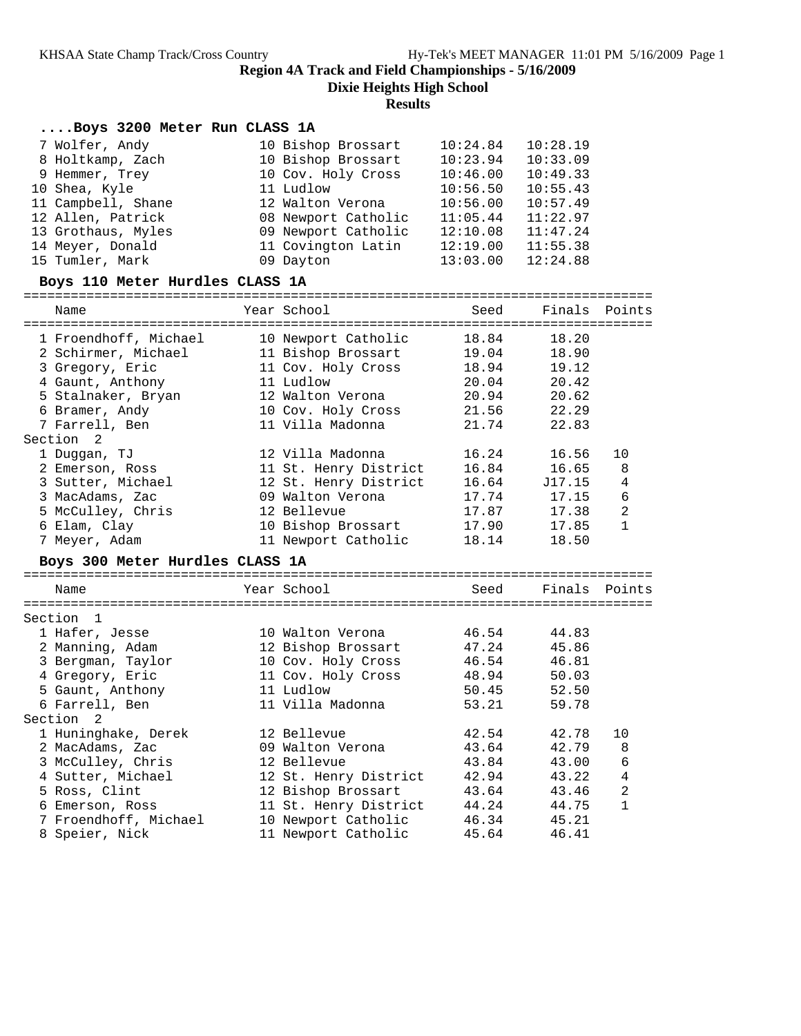**Region 4A Track and Field Championships - 5/16/2009**

**Dixie Heights High School**

**Results**

### ....Boys 3200 Meter Run CLASS 1A

| Name | Year | School | Seed | Finals | Points |
|---|---|---|---|---|---|
| 7 Wolfer, Andy | 10 | Bishop Brossart | 10:24.84 | 10:28.19 | |
| 8 Holtkamp, Zach | 10 | Bishop Brossart | 10:23.94 | 10:33.09 | |
| 9 Hemmer, Trey | 10 | Cov. Holy Cross | 10:46.00 | 10:49.33 | |
| 10 Shea, Kyle | 11 | Ludlow | 10:56.50 | 10:55.43 | |
| 11 Campbell, Shane | 12 | Walton Verona | 10:56.00 | 10:57.49 | |
| 12 Allen, Patrick | 08 | Newport Catholic | 11:05.44 | 11:22.97 | |
| 13 Grothaus, Myles | 09 | Newport Catholic | 12:10.08 | 11:47.24 | |
| 14 Meyer, Donald | 11 | Covington Latin | 12:19.00 | 11:55.38 | |
| 15 Tumler, Mark | 09 | Dayton | 13:03.00 | 12:24.88 | |

### Boys 110 Meter Hurdles CLASS 1A

| Name | Year | School | Seed | Finals | Points |
|---|---|---|---|---|---|
| 1 Froendhoff, Michael | 10 | Newport Catholic | 18.84 | 18.20 | |
| 2 Schirmer, Michael | 11 | Bishop Brossart | 19.04 | 18.90 | |
| 3 Gregory, Eric | 11 | Cov. Holy Cross | 18.94 | 19.12 | |
| 4 Gaunt, Anthony | 11 | Ludlow | 20.04 | 20.42 | |
| 5 Stalnaker, Bryan | 12 | Walton Verona | 20.94 | 20.62 | |
| 6 Bramer, Andy | 10 | Cov. Holy Cross | 21.56 | 22.29 | |
| 7 Farrell, Ben | 11 | Villa Madonna | 21.74 | 22.83 | |
| **Section 2** | | | | | |
| 1 Duggan, TJ | 12 | Villa Madonna | 16.24 | 16.56 | 10 |
| 2 Emerson, Ross | 11 | St. Henry District | 16.84 | 16.65 | 8 |
| 3 Sutter, Michael | 12 | St. Henry District | 16.64 | J17.15 | 4 |
| 3 MacAdams, Zac | 09 | Walton Verona | 17.74 | 17.15 | 6 |
| 5 McCulley, Chris | 12 | Bellevue | 17.87 | 17.38 | 2 |
| 6 Elam, Clay | 10 | Bishop Brossart | 17.90 | 17.85 | 1 |
| 7 Meyer, Adam | 11 | Newport Catholic | 18.14 | 18.50 | |

### Boys 300 Meter Hurdles CLASS 1A

| Name | Year | School | Seed | Finals | Points |
|---|---|---|---|---|---|
| **Section 1** | | | | | |
| 1 Hafer, Jesse | 10 | Walton Verona | 46.54 | 44.83 | |
| 2 Manning, Adam | 12 | Bishop Brossart | 47.24 | 45.86 | |
| 3 Bergman, Taylor | 10 | Cov. Holy Cross | 46.54 | 46.81 | |
| 4 Gregory, Eric | 11 | Cov. Holy Cross | 48.94 | 50.03 | |
| 5 Gaunt, Anthony | 11 | Ludlow | 50.45 | 52.50 | |
| 6 Farrell, Ben | 11 | Villa Madonna | 53.21 | 59.78 | |
| **Section 2** | | | | | |
| 1 Huninghake, Derek | 12 | Bellevue | 42.54 | 42.78 | 10 |
| 2 MacAdams, Zac | 09 | Walton Verona | 43.64 | 42.79 | 8 |
| 3 McCulley, Chris | 12 | Bellevue | 43.84 | 43.00 | 6 |
| 4 Sutter, Michael | 12 | St. Henry District | 42.94 | 43.22 | 4 |
| 5 Ross, Clint | 12 | Bishop Brossart | 43.64 | 43.46 | 2 |
| 6 Emerson, Ross | 11 | St. Henry District | 44.24 | 44.75 | 1 |
| 7 Froendhoff, Michael | 10 | Newport Catholic | 46.34 | 45.21 | |
| 8 Speier, Nick | 11 | Newport Catholic | 45.64 | 46.41 | |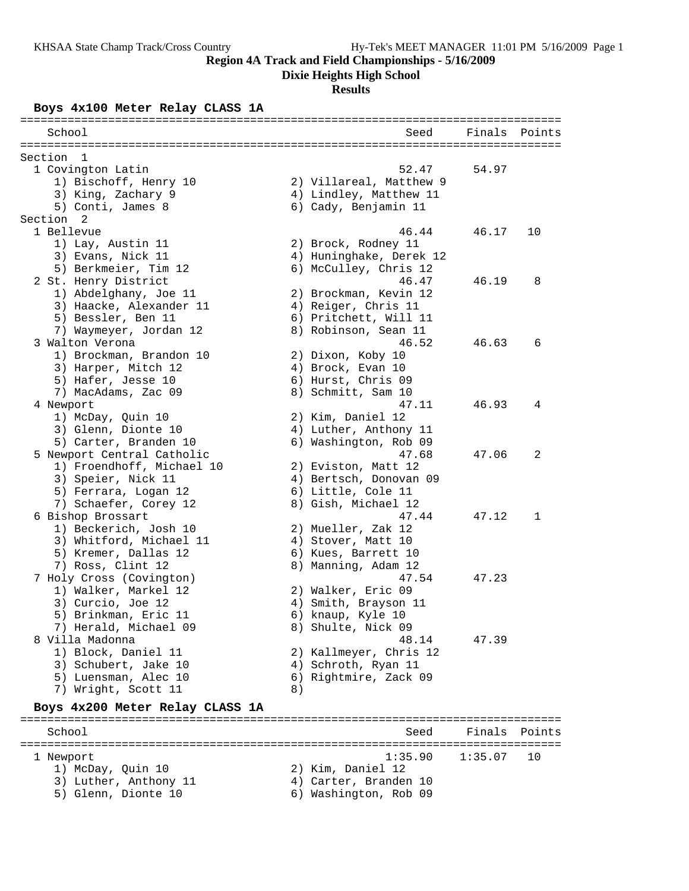## Region 4A Track and Field Championships - 5/16/2009

### Dixie Heights High School

### Results

**Boys 4x100 Meter Relay CLASS 1A**

```
================================================================================
    School                                               Seed     Finals  Points
================================================================================
Section  1
  1 Covington Latin                                     52.47      54.97
     1) Bischoff, Henry 10              2) Villareal, Matthew 9
     3) King, Zachary 9                 4) Lindley, Matthew 11
     5) Conti, James 8                  6) Cady, Benjamin 11
Section  2
  1 Bellevue                                            46.44      46.17   10
     1) Lay, Austin 11                  2) Brock, Rodney 11
     3) Evans, Nick 11                  4) Huninghake, Derek 12
     5) Berkmeier, Tim 12               6) McCulley, Chris 12
  2 St. Henry District                                  46.47      46.19    8
     1) Abdelghany, Joe 11              2) Brockman, Kevin 12
     3) Haacke, Alexander 11            4) Reiger, Chris 11
     5) Bessler, Ben 11                 6) Pritchett, Will 11
     7) Waymeyer, Jordan 12             8) Robinson, Sean 11
  3 Walton Verona                                       46.52      46.63    6
     1) Brockman, Brandon 10            2) Dixon, Koby 10
     3) Harper, Mitch 12                4) Brock, Evan 10
     5) Hafer, Jesse 10                 6) Hurst, Chris 09
     7) MacAdams, Zac 09                8) Schmitt, Sam 10
  4 Newport                                             47.11      46.93    4
     1) McDay, Quin 10                  2) Kim, Daniel 12
     3) Glenn, Dionte 10                4) Luther, Anthony 11
     5) Carter, Branden 10              6) Washington, Rob 09
  5 Newport Central Catholic                            47.68      47.06    2
     1) Froendhoff, Michael 10          2) Eviston, Matt 12
     3) Speier, Nick 11                 4) Bertsch, Donovan 09
     5) Ferrara, Logan 12               6) Little, Cole 11
     7) Schaefer, Corey 12              8) Gish, Michael 12
  6 Bishop Brossart                                     47.44      47.12    1
     1) Beckerich, Josh 10              2) Mueller, Zak 12
     3) Whitford, Michael 11            4) Stover, Matt 10
     5) Kremer, Dallas 12               6) Kues, Barrett 10
     7) Ross, Clint 12                  8) Manning, Adam 12
  7 Holy Cross (Covington)                              47.54      47.23
     1) Walker, Markel 12               2) Walker, Eric 09
     3) Curcio, Joe 12                  4) Smith, Brayson 11
     5) Brinkman, Eric 11               6) knaup, Kyle 10
     7) Herald, Michael 09              8) Shulte, Nick 09
  8 Villa Madonna                                       48.14      47.39
     1) Block, Daniel 11                2) Kallmeyer, Chris 12
     3) Schubert, Jake 10               4) Schroth, Ryan 11
     5) Luensman, Alec 10               6) Rightmire, Zack 09
     7) Wright, Scott 11                8)
```

**Boys 4x200 Meter Relay CLASS 1A**

```
================================================================================
    School                                               Seed     Finals  Points
================================================================================
  1 Newport                                           1:35.90    1:35.07   10
     1) McDay, Quin 10                  2) Kim, Daniel 12
     3) Luther, Anthony 11              4) Carter, Branden 10
     5) Glenn, Dionte 10                6) Washington, Rob 09
```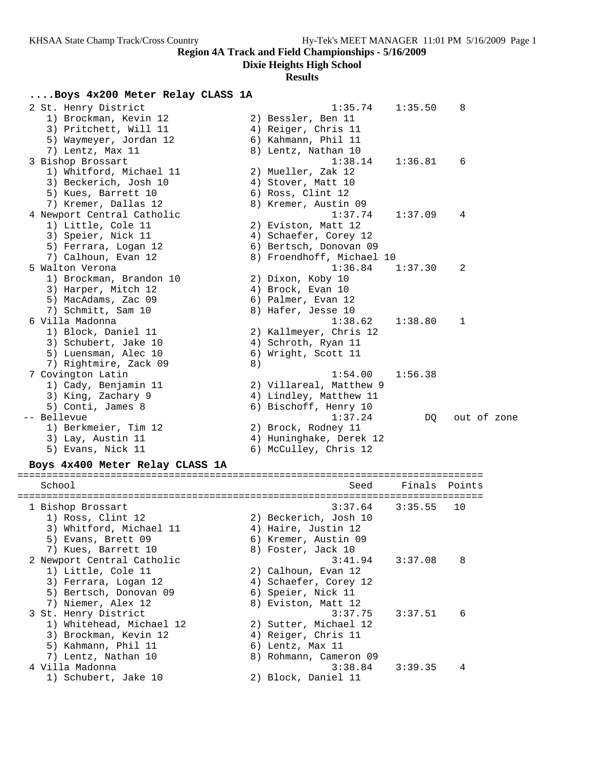## Region 4A Track and Field Championships - 5/16/2009

**Dixie Heights High School**

**Results**

### ....Boys 4x200 Meter Relay CLASS 1A

```
  2 St. Henry District                                1:35.74    1:35.50    8
     1) Brockman, Kevin 12              2) Bessler, Ben 11
     3) Pritchett, Will 11              4) Reiger, Chris 11
     5) Waymeyer, Jordan 12             6) Kahmann, Phil 11
     7) Lentz, Max 11                   8) Lentz, Nathan 10
  3 Bishop Brossart                                   1:38.14    1:36.81    6
     1) Whitford, Michael 11            2) Mueller, Zak 12
     3) Beckerich, Josh 10              4) Stover, Matt 10
     5) Kues, Barrett 10                6) Ross, Clint 12
     7) Kremer, Dallas 12               8) Kremer, Austin 09
  4 Newport Central Catholic                          1:37.74    1:37.09    4
     1) Little, Cole 11                 2) Eviston, Matt 12
     3) Speier, Nick 11                 4) Schaefer, Corey 12
     5) Ferrara, Logan 12               6) Bertsch, Donovan 09
     7) Calhoun, Evan 12                8) Froendhoff, Michael 10
  5 Walton Verona                                     1:36.84    1:37.30    2
     1) Brockman, Brandon 10            2) Dixon, Koby 10
     3) Harper, Mitch 12                4) Brock, Evan 10
     5) MacAdams, Zac 09                6) Palmer, Evan 12
     7) Schmitt, Sam 10                 8) Hafer, Jesse 10
  6 Villa Madonna                                     1:38.62    1:38.80    1
     1) Block, Daniel 11                2) Kallmeyer, Chris 12
     3) Schubert, Jake 10               4) Schroth, Ryan 11
     5) Luensman, Alec 10               6) Wright, Scott 11
     7) Rightmire, Zack 09              8)
  7 Covington Latin                                   1:54.00    1:56.38
     1) Cady, Benjamin 11               2) Villareal, Matthew 9
     3) King, Zachary 9                 4) Lindley, Matthew 11
     5) Conti, James 8                  6) Bischoff, Henry 10
 -- Bellevue                                          1:37.24         DQ   out of zone
     1) Berkmeier, Tim 12               2) Brock, Rodney 11
     3) Lay, Austin 11                  4) Huninghake, Derek 12
     5) Evans, Nick 11                  6) McCulley, Chris 12
```

### Boys 4x400 Meter Relay CLASS 1A

```
================================================================================
    School                                            Seed     Finals  Points
================================================================================
  1 Bishop Brossart                                   3:37.64    3:35.55   10
     1) Ross, Clint 12                  2) Beckerich, Josh 10
     3) Whitford, Michael 11            4) Haire, Justin 12
     5) Evans, Brett 09                 6) Kremer, Austin 09
     7) Kues, Barrett 10                8) Foster, Jack 10
  2 Newport Central Catholic                          3:41.94    3:37.08    8
     1) Little, Cole 11                 2) Calhoun, Evan 12
     3) Ferrara, Logan 12               4) Schaefer, Corey 12
     5) Bertsch, Donovan 09             6) Speier, Nick 11
     7) Niemer, Alex 12                 8) Eviston, Matt 12
  3 St. Henry District                                3:37.75    3:37.51    6
     1) Whitehead, Michael 12           2) Sutter, Michael 12
     3) Brockman, Kevin 12              4) Reiger, Chris 11
     5) Kahmann, Phil 11                6) Lentz, Max 11
     7) Lentz, Nathan 10                8) Rohmann, Cameron 09
  4 Villa Madonna                                     3:38.84    3:39.35    4
     1) Schubert, Jake 10               2) Block, Daniel 11
```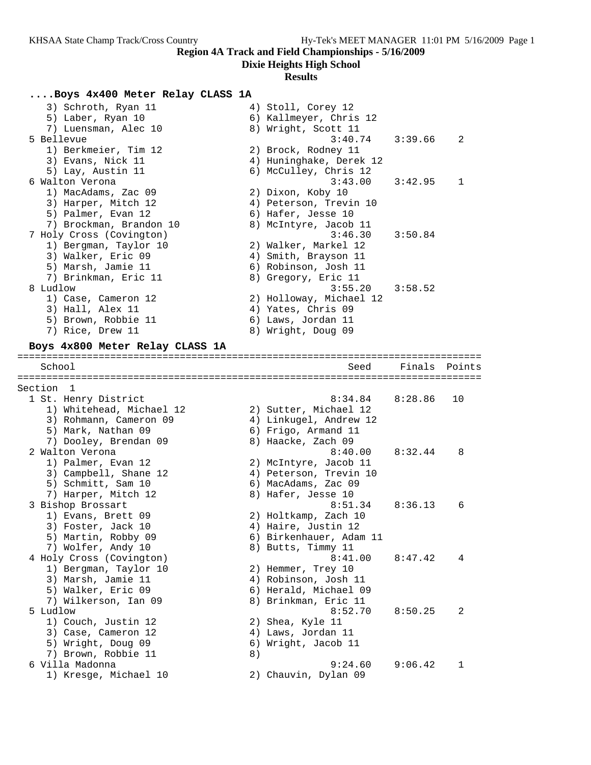**Region 4A Track and Field Championships - 5/16/2009**

**Dixie Heights High School**

**Results**

### ....Boys 4x400 Meter Relay CLASS 1A

```
    3) Schroth, Ryan 11                4) Stoll, Corey 12
    5) Laber, Ryan 10                  6) Kallmeyer, Chris 12
    7) Luensman, Alec 10               8) Wright, Scott 11
  5 Bellevue                                  3:40.74    3:39.66    2
    1) Berkmeier, Tim 12               2) Brock, Rodney 11
    3) Evans, Nick 11                  4) Huninghake, Derek 12
    5) Lay, Austin 11                  6) McCulley, Chris 12
  6 Walton Verona                             3:43.00    3:42.95    1
    1) MacAdams, Zac 09                2) Dixon, Koby 10
    3) Harper, Mitch 12                4) Peterson, Trevin 10
    5) Palmer, Evan 12                 6) Hafer, Jesse 10
    7) Brockman, Brandon 10            8) McIntyre, Jacob 11
  7 Holy Cross (Covington)                    3:46.30    3:50.84
    1) Bergman, Taylor 10              2) Walker, Markel 12
    3) Walker, Eric 09                 4) Smith, Brayson 11
    5) Marsh, Jamie 11                 6) Robinson, Josh 11
    7) Brinkman, Eric 11               8) Gregory, Eric 11
  8 Ludlow                                    3:55.20    3:58.52
    1) Case, Cameron 12                2) Holloway, Michael 12
    3) Hall, Alex 11                   4) Yates, Chris 09
    5) Brown, Robbie 11                6) Laws, Jordan 11
    7) Rice, Drew 11                   8) Wright, Doug 09
```

### Boys 4x800 Meter Relay CLASS 1A

```
================================================================================
    School                                       Seed     Finals  Points
================================================================================
Section  1
  1 St. Henry District                        8:34.84    8:28.86   10
    1) Whitehead, Michael 12           2) Sutter, Michael 12
    3) Rohmann, Cameron 09             4) Linkugel, Andrew 12
    5) Mark, Nathan 09                 6) Frigo, Armand 11
    7) Dooley, Brendan 09              8) Haacke, Zach 09
  2 Walton Verona                             8:40.00    8:32.44    8
    1) Palmer, Evan 12                 2) McIntyre, Jacob 11
    3) Campbell, Shane 12              4) Peterson, Trevin 10
    5) Schmitt, Sam 10                 6) MacAdams, Zac 09
    7) Harper, Mitch 12                8) Hafer, Jesse 10
  3 Bishop Brossart                           8:51.34    8:36.13    6
    1) Evans, Brett 09                 2) Holtkamp, Zach 10
    3) Foster, Jack 10                 4) Haire, Justin 12
    5) Martin, Robby 09                6) Birkenhauer, Adam 11
    7) Wolfer, Andy 10                 8) Butts, Timmy 11
  4 Holy Cross (Covington)                    8:41.00    8:47.42    4
    1) Bergman, Taylor 10              2) Hemmer, Trey 10
    3) Marsh, Jamie 11                 4) Robinson, Josh 11
    5) Walker, Eric 09                 6) Herald, Michael 09
    7) Wilkerson, Ian 09               8) Brinkman, Eric 11
  5 Ludlow                                    8:52.70    8:50.25    2
    1) Couch, Justin 12                2) Shea, Kyle 11
    3) Case, Cameron 12                4) Laws, Jordan 11
    5) Wright, Doug 09                 6) Wright, Jacob 11
    7) Brown, Robbie 11                8)
  6 Villa Madonna                             9:24.60    9:06.42    1
    1) Kresge, Michael 10              2) Chauvin, Dylan 09
```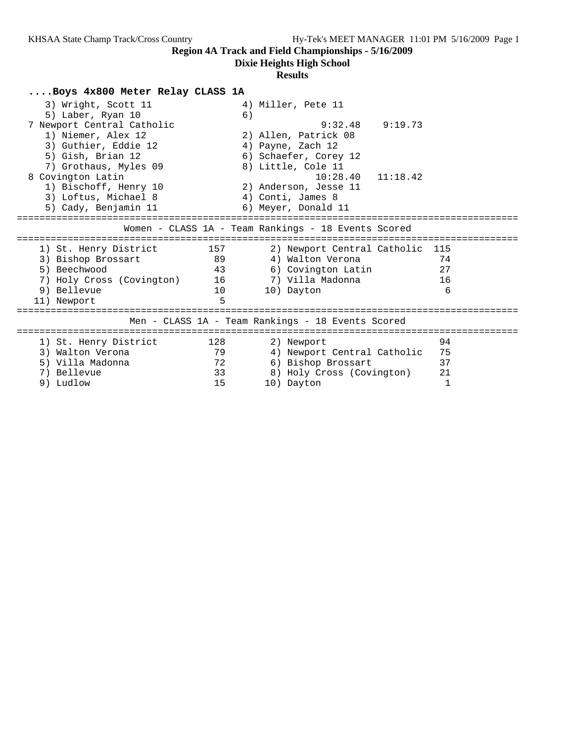**Region 4A Track and Field Championships - 5/16/2009**

**Dixie Heights High School**

**Results**

### ....Boys 4x800 Meter Relay CLASS 1A

```
   3) Wright, Scott 11               4) Miller, Pete 11
   5) Laber, Ryan 10                 6)
 7 Newport Central Catholic                   9:32.48    9:19.73
   1) Niemer, Alex 12                2) Allen, Patrick 08
   3) Guthier, Eddie 12              4) Payne, Zach 12
   5) Gish, Brian 12                 6) Schaefer, Corey 12
   7) Grothaus, Myles 09             8) Little, Cole 11
 8 Covington Latin                           10:28.40   11:18.42
   1) Bischoff, Henry 10             2) Anderson, Jesse 11
   3) Loftus, Michael 8              4) Conti, James 8
   5) Cady, Benjamin 11              6) Meyer, Donald 11
```

### Women - CLASS 1A - Team Rankings - 18 Events Scored

| | | | |
|---|---|---|---|
| 1) St. Henry District | 157 | 2) Newport Central Catholic | 115 |
| 3) Bishop Brossart | 89 | 4) Walton Verona | 74 |
| 5) Beechwood | 43 | 6) Covington Latin | 27 |
| 7) Holy Cross (Covington) | 16 | 7) Villa Madonna | 16 |
| 9) Bellevue | 10 | 10) Dayton | 6 |
| 11) Newport | 5 | | |

### Men - CLASS 1A - Team Rankings - 18 Events Scored

| | | | |
|---|---|---|---|
| 1) St. Henry District | 128 | 2) Newport | 94 |
| 3) Walton Verona | 79 | 4) Newport Central Catholic | 75 |
| 5) Villa Madonna | 72 | 6) Bishop Brossart | 37 |
| 7) Bellevue | 33 | 8) Holy Cross (Covington) | 21 |
| 9) Ludlow | 15 | 10) Dayton | 1 |